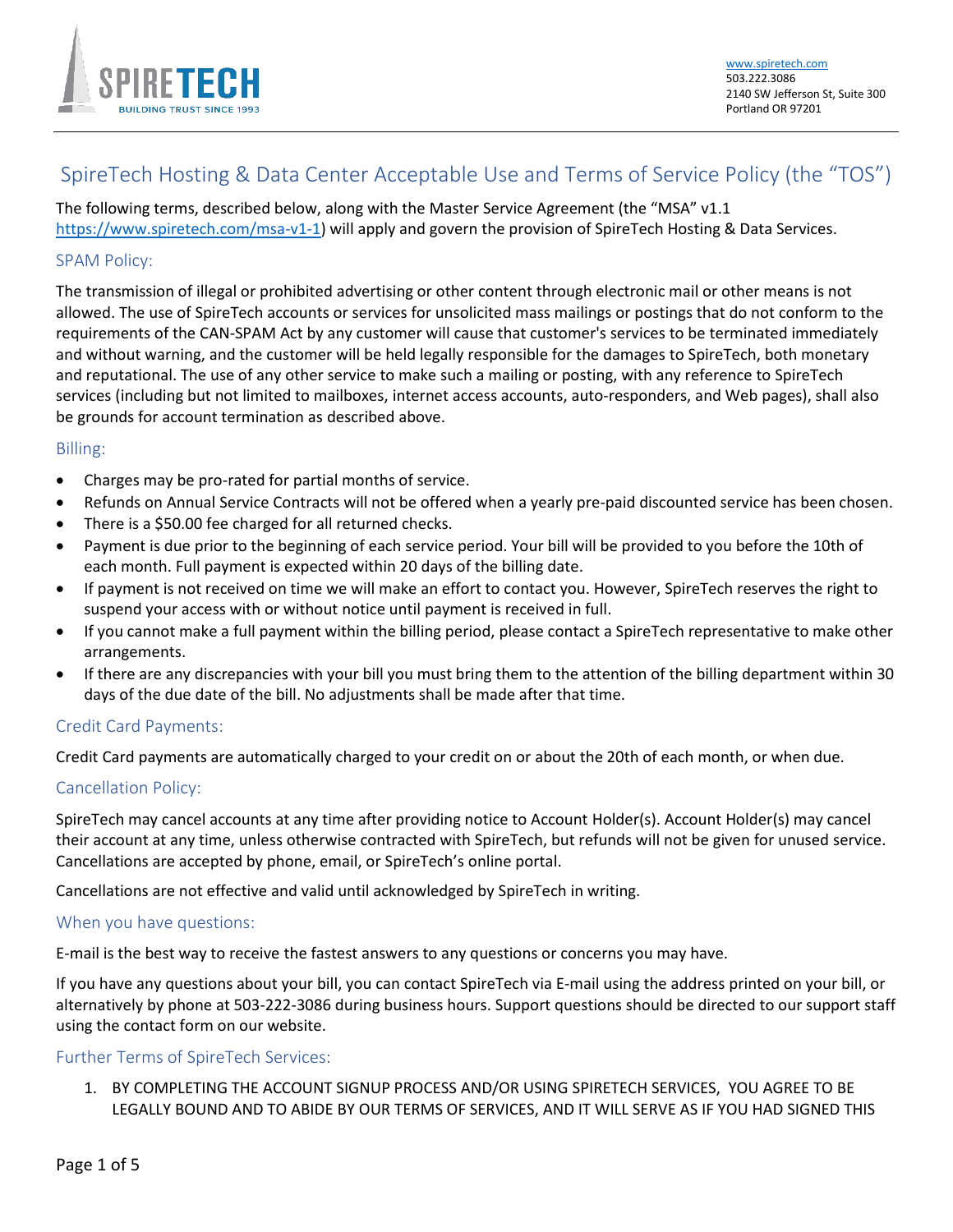www.spiretech.com
503.222.3086
2140 SW Jefferson St, Suite 300
Portland OR 97201

# SpireTech Hosting & Data Center Acceptable Use and Terms of Service Policy (the "TOS")

The following terms, described below, along with the Master Service Agreement (the "MSA" v1.1 https://www.spiretech.com/msa-v1-1) will apply and govern the provision of SpireTech Hosting & Data Services.

## SPAM Policy:

The transmission of illegal or prohibited advertising or other content through electronic mail or other means is not allowed. The use of SpireTech accounts or services for unsolicited mass mailings or postings that do not conform to the requirements of the CAN-SPAM Act by any customer will cause that customer's services to be terminated immediately and without warning, and the customer will be held legally responsible for the damages to SpireTech, both monetary and reputational. The use of any other service to make such a mailing or posting, with any reference to SpireTech services (including but not limited to mailboxes, internet access accounts, auto-responders, and Web pages), shall also be grounds for account termination as described above.

## Billing:

- Charges may be pro-rated for partial months of service.
- Refunds on Annual Service Contracts will not be offered when a yearly pre-paid discounted service has been chosen.
- There is a $50.00 fee charged for all returned checks.
- Payment is due prior to the beginning of each service period. Your bill will be provided to you before the 10th of each month. Full payment is expected within 20 days of the billing date.
- If payment is not received on time we will make an effort to contact you. However, SpireTech reserves the right to suspend your access with or without notice until payment is received in full.
- If you cannot make a full payment within the billing period, please contact a SpireTech representative to make other arrangements.
- If there are any discrepancies with your bill you must bring them to the attention of the billing department within 30 days of the due date of the bill. No adjustments shall be made after that time.

## Credit Card Payments:

Credit Card payments are automatically charged to your credit on or about the 20th of each month, or when due.

## Cancellation Policy:

SpireTech may cancel accounts at any time after providing notice to Account Holder(s). Account Holder(s) may cancel their account at any time, unless otherwise contracted with SpireTech, but refunds will not be given for unused service. Cancellations are accepted by phone, email, or SpireTech's online portal.

Cancellations are not effective and valid until acknowledged by SpireTech in writing.

## When you have questions:

E-mail is the best way to receive the fastest answers to any questions or concerns you may have.

If you have any questions about your bill, you can contact SpireTech via E-mail using the address printed on your bill, or alternatively by phone at 503-222-3086 during business hours. Support questions should be directed to our support staff using the contact form on our website.

## Further Terms of SpireTech Services:

1. BY COMPLETING THE ACCOUNT SIGNUP PROCESS AND/OR USING SPIRETECH SERVICES, YOU AGREE TO BE LEGALLY BOUND AND TO ABIDE BY OUR TERMS OF SERVICES, AND IT WILL SERVE AS IF YOU HAD SIGNED THIS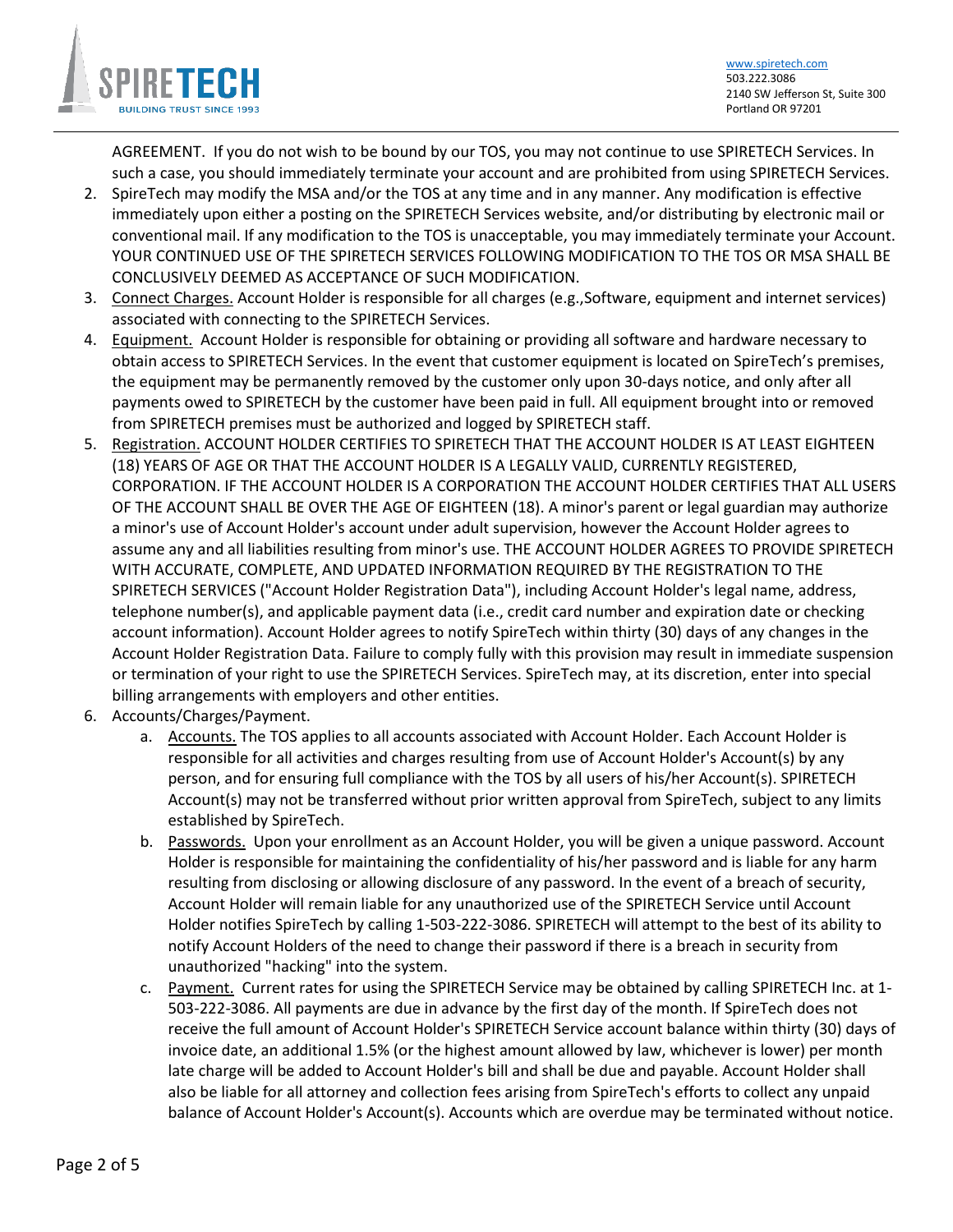AGREEMENT. If you do not wish to be bound by our TOS, you may not continue to use SPIRETECH Services. In such a case, you should immediately terminate your account and are prohibited from using SPIRETECH Services.

2. SpireTech may modify the MSA and/or the TOS at any time and in any manner. Any modification is effective immediately upon either a posting on the SPIRETECH Services website, and/or distributing by electronic mail or conventional mail. If any modification to the TOS is unacceptable, you may immediately terminate your Account. YOUR CONTINUED USE OF THE SPIRETECH SERVICES FOLLOWING MODIFICATION TO THE TOS OR MSA SHALL BE CONCLUSIVELY DEEMED AS ACCEPTANCE OF SUCH MODIFICATION.
3. Connect Charges. Account Holder is responsible for all charges (e.g.,Software, equipment and internet services) associated with connecting to the SPIRETECH Services.
4. Equipment. Account Holder is responsible for obtaining or providing all software and hardware necessary to obtain access to SPIRETECH Services. In the event that customer equipment is located on SpireTech's premises, the equipment may be permanently removed by the customer only upon 30-days notice, and only after all payments owed to SPIRETECH by the customer have been paid in full. All equipment brought into or removed from SPIRETECH premises must be authorized and logged by SPIRETECH staff.
5. Registration. ACCOUNT HOLDER CERTIFIES TO SPIRETECH THAT THE ACCOUNT HOLDER IS AT LEAST EIGHTEEN (18) YEARS OF AGE OR THAT THE ACCOUNT HOLDER IS A LEGALLY VALID, CURRENTLY REGISTERED, CORPORATION. IF THE ACCOUNT HOLDER IS A CORPORATION THE ACCOUNT HOLDER CERTIFIES THAT ALL USERS OF THE ACCOUNT SHALL BE OVER THE AGE OF EIGHTEEN (18). A minor's parent or legal guardian may authorize a minor's use of Account Holder's account under adult supervision, however the Account Holder agrees to assume any and all liabilities resulting from minor's use. THE ACCOUNT HOLDER AGREES TO PROVIDE SPIRETECH WITH ACCURATE, COMPLETE, AND UPDATED INFORMATION REQUIRED BY THE REGISTRATION TO THE SPIRETECH SERVICES ("Account Holder Registration Data"), including Account Holder's legal name, address, telephone number(s), and applicable payment data (i.e., credit card number and expiration date or checking account information). Account Holder agrees to notify SpireTech within thirty (30) days of any changes in the Account Holder Registration Data. Failure to comply fully with this provision may result in immediate suspension or termination of your right to use the SPIRETECH Services. SpireTech may, at its discretion, enter into special billing arrangements with employers and other entities.
6. Accounts/Charges/Payment.
   a. Accounts. The TOS applies to all accounts associated with Account Holder. Each Account Holder is responsible for all activities and charges resulting from use of Account Holder's Account(s) by any person, and for ensuring full compliance with the TOS by all users of his/her Account(s). SPIRETECH Account(s) may not be transferred without prior written approval from SpireTech, subject to any limits established by SpireTech.
   b. Passwords. Upon your enrollment as an Account Holder, you will be given a unique password. Account Holder is responsible for maintaining the confidentiality of his/her password and is liable for any harm resulting from disclosing or allowing disclosure of any password. In the event of a breach of security, Account Holder will remain liable for any unauthorized use of the SPIRETECH Service until Account Holder notifies SpireTech by calling 1-503-222-3086. SPIRETECH will attempt to the best of its ability to notify Account Holders of the need to change their password if there is a breach in security from unauthorized "hacking" into the system.
   c. Payment. Current rates for using the SPIRETECH Service may be obtained by calling SPIRETECH Inc. at 1-503-222-3086. All payments are due in advance by the first day of the month. If SpireTech does not receive the full amount of Account Holder's SPIRETECH Service account balance within thirty (30) days of invoice date, an additional 1.5% (or the highest amount allowed by law, whichever is lower) per month late charge will be added to Account Holder's bill and shall be due and payable. Account Holder shall also be liable for all attorney and collection fees arising from SpireTech's efforts to collect any unpaid balance of Account Holder's Account(s). Accounts which are overdue may be terminated without notice.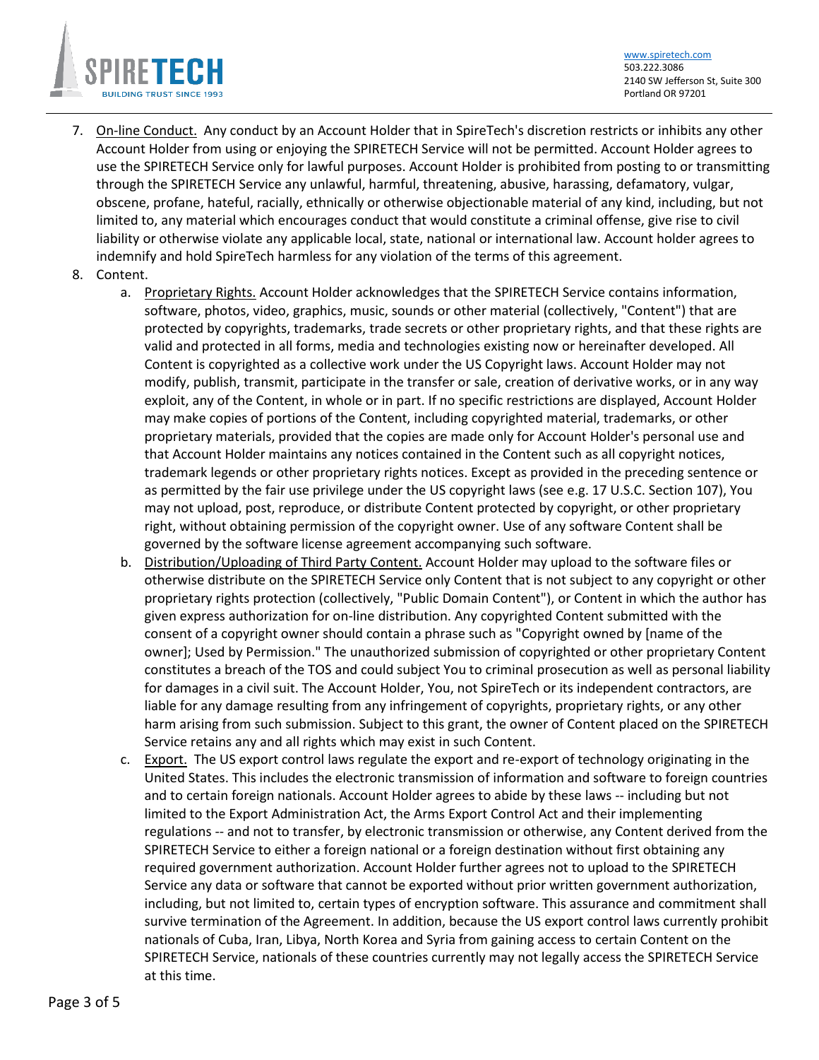7. On-line Conduct. Any conduct by an Account Holder that in SpireTech's discretion restricts or inhibits any other Account Holder from using or enjoying the SPIRETECH Service will not be permitted. Account Holder agrees to use the SPIRETECH Service only for lawful purposes. Account Holder is prohibited from posting to or transmitting through the SPIRETECH Service any unlawful, harmful, threatening, abusive, harassing, defamatory, vulgar, obscene, profane, hateful, racially, ethnically or otherwise objectionable material of any kind, including, but not limited to, any material which encourages conduct that would constitute a criminal offense, give rise to civil liability or otherwise violate any applicable local, state, national or international law. Account holder agrees to indemnify and hold SpireTech harmless for any violation of the terms of this agreement.
8. Content.
   a. Proprietary Rights. Account Holder acknowledges that the SPIRETECH Service contains information, software, photos, video, graphics, music, sounds or other material (collectively, "Content") that are protected by copyrights, trademarks, trade secrets or other proprietary rights, and that these rights are valid and protected in all forms, media and technologies existing now or hereinafter developed. All Content is copyrighted as a collective work under the US Copyright laws. Account Holder may not modify, publish, transmit, participate in the transfer or sale, creation of derivative works, or in any way exploit, any of the Content, in whole or in part. If no specific restrictions are displayed, Account Holder may make copies of portions of the Content, including copyrighted material, trademarks, or other proprietary materials, provided that the copies are made only for Account Holder's personal use and that Account Holder maintains any notices contained in the Content such as all copyright notices, trademark legends or other proprietary rights notices. Except as provided in the preceding sentence or as permitted by the fair use privilege under the US copyright laws (see e.g. 17 U.S.C. Section 107), You may not upload, post, reproduce, or distribute Content protected by copyright, or other proprietary right, without obtaining permission of the copyright owner. Use of any software Content shall be governed by the software license agreement accompanying such software.
   b. Distribution/Uploading of Third Party Content. Account Holder may upload to the software files or otherwise distribute on the SPIRETECH Service only Content that is not subject to any copyright or other proprietary rights protection (collectively, "Public Domain Content"), or Content in which the author has given express authorization for on-line distribution. Any copyrighted Content submitted with the consent of a copyright owner should contain a phrase such as "Copyright owned by [name of the owner]; Used by Permission." The unauthorized submission of copyrighted or other proprietary Content constitutes a breach of the TOS and could subject You to criminal prosecution as well as personal liability for damages in a civil suit. The Account Holder, You, not SpireTech or its independent contractors, are liable for any damage resulting from any infringement of copyrights, proprietary rights, or any other harm arising from such submission. Subject to this grant, the owner of Content placed on the SPIRETECH Service retains any and all rights which may exist in such Content.
   c. Export. The US export control laws regulate the export and re-export of technology originating in the United States. This includes the electronic transmission of information and software to foreign countries and to certain foreign nationals. Account Holder agrees to abide by these laws -- including but not limited to the Export Administration Act, the Arms Export Control Act and their implementing regulations -- and not to transfer, by electronic transmission or otherwise, any Content derived from the SPIRETECH Service to either a foreign national or a foreign destination without first obtaining any required government authorization. Account Holder further agrees not to upload to the SPIRETECH Service any data or software that cannot be exported without prior written government authorization, including, but not limited to, certain types of encryption software. This assurance and commitment shall survive termination of the Agreement. In addition, because the US export control laws currently prohibit nationals of Cuba, Iran, Libya, North Korea and Syria from gaining access to certain Content on the SPIRETECH Service, nationals of these countries currently may not legally access the SPIRETECH Service at this time.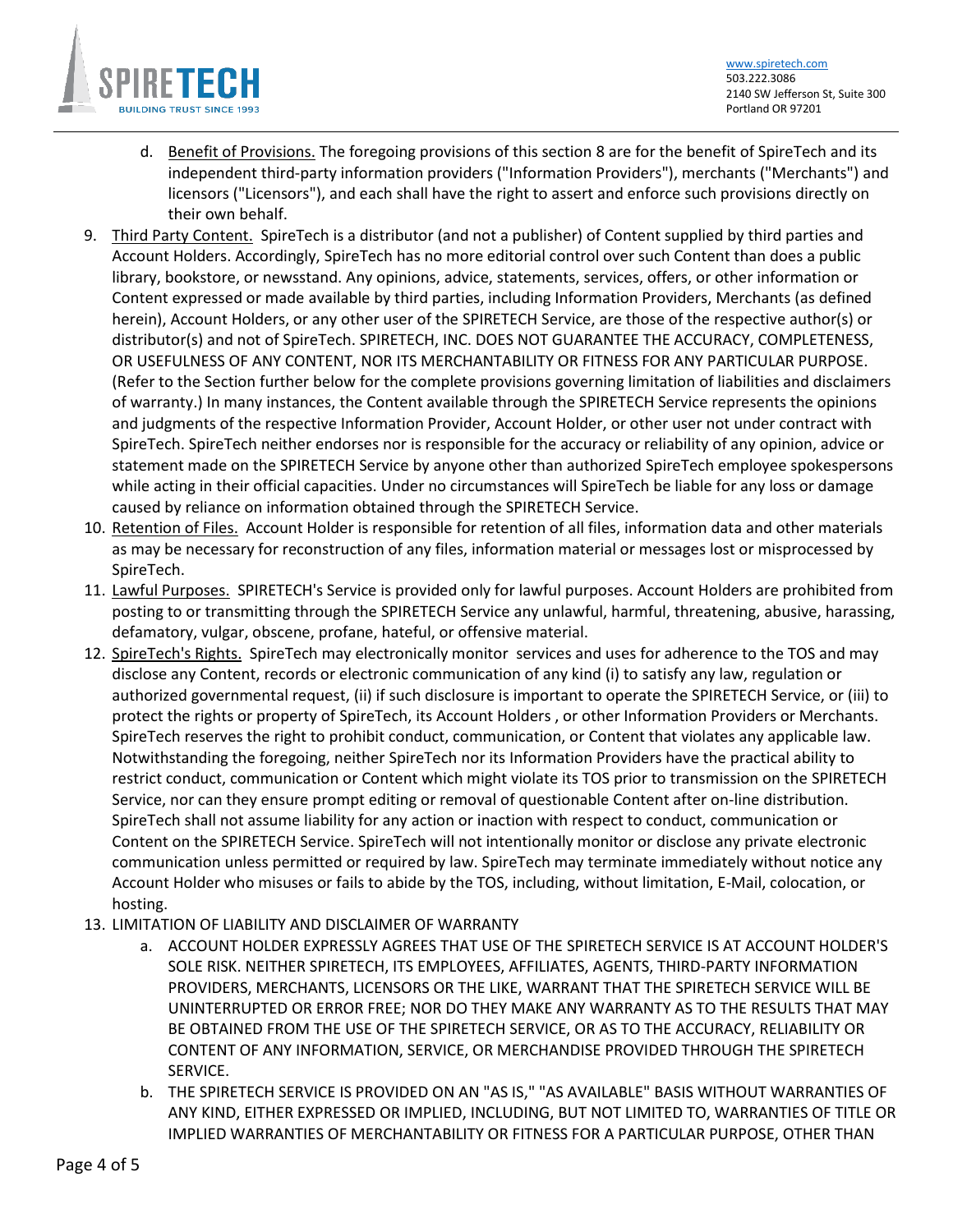d. Benefit of Provisions. The foregoing provisions of this section 8 are for the benefit of SpireTech and its independent third-party information providers ("Information Providers"), merchants ("Merchants") and licensors ("Licensors"), and each shall have the right to assert and enforce such provisions directly on their own behalf.

9. Third Party Content. SpireTech is a distributor (and not a publisher) of Content supplied by third parties and Account Holders. Accordingly, SpireTech has no more editorial control over such Content than does a public library, bookstore, or newsstand. Any opinions, advice, statements, services, offers, or other information or Content expressed or made available by third parties, including Information Providers, Merchants (as defined herein), Account Holders, or any other user of the SPIRETECH Service, are those of the respective author(s) or distributor(s) and not of SpireTech. SPIRETECH, INC. DOES NOT GUARANTEE THE ACCURACY, COMPLETENESS, OR USEFULNESS OF ANY CONTENT, NOR ITS MERCHANTABILITY OR FITNESS FOR ANY PARTICULAR PURPOSE. (Refer to the Section further below for the complete provisions governing limitation of liabilities and disclaimers of warranty.) In many instances, the Content available through the SPIRETECH Service represents the opinions and judgments of the respective Information Provider, Account Holder, or other user not under contract with SpireTech. SpireTech neither endorses nor is responsible for the accuracy or reliability of any opinion, advice or statement made on the SPIRETECH Service by anyone other than authorized SpireTech employee spokespersons while acting in their official capacities. Under no circumstances will SpireTech be liable for any loss or damage caused by reliance on information obtained through the SPIRETECH Service.

10. Retention of Files. Account Holder is responsible for retention of all files, information data and other materials as may be necessary for reconstruction of any files, information material or messages lost or misprocessed by SpireTech.

11. Lawful Purposes. SPIRETECH's Service is provided only for lawful purposes. Account Holders are prohibited from posting to or transmitting through the SPIRETECH Service any unlawful, harmful, threatening, abusive, harassing, defamatory, vulgar, obscene, profane, hateful, or offensive material.

12. SpireTech's Rights. SpireTech may electronically monitor services and uses for adherence to the TOS and may disclose any Content, records or electronic communication of any kind (i) to satisfy any law, regulation or authorized governmental request, (ii) if such disclosure is important to operate the SPIRETECH Service, or (iii) to protect the rights or property of SpireTech, its Account Holders , or other Information Providers or Merchants. SpireTech reserves the right to prohibit conduct, communication, or Content that violates any applicable law. Notwithstanding the foregoing, neither SpireTech nor its Information Providers have the practical ability to restrict conduct, communication or Content which might violate its TOS prior to transmission on the SPIRETECH Service, nor can they ensure prompt editing or removal of questionable Content after on-line distribution. SpireTech shall not assume liability for any action or inaction with respect to conduct, communication or Content on the SPIRETECH Service. SpireTech will not intentionally monitor or disclose any private electronic communication unless permitted or required by law. SpireTech may terminate immediately without notice any Account Holder who misuses or fails to abide by the TOS, including, without limitation, E-Mail, colocation, or hosting.

13. LIMITATION OF LIABILITY AND DISCLAIMER OF WARRANTY

    a. ACCOUNT HOLDER EXPRESSLY AGREES THAT USE OF THE SPIRETECH SERVICE IS AT ACCOUNT HOLDER'S SOLE RISK. NEITHER SPIRETECH, ITS EMPLOYEES, AFFILIATES, AGENTS, THIRD-PARTY INFORMATION PROVIDERS, MERCHANTS, LICENSORS OR THE LIKE, WARRANT THAT THE SPIRETECH SERVICE WILL BE UNINTERRUPTED OR ERROR FREE; NOR DO THEY MAKE ANY WARRANTY AS TO THE RESULTS THAT MAY BE OBTAINED FROM THE USE OF THE SPIRETECH SERVICE, OR AS TO THE ACCURACY, RELIABILITY OR CONTENT OF ANY INFORMATION, SERVICE, OR MERCHANDISE PROVIDED THROUGH THE SPIRETECH SERVICE.

    b. THE SPIRETECH SERVICE IS PROVIDED ON AN "AS IS," "AS AVAILABLE" BASIS WITHOUT WARRANTIES OF ANY KIND, EITHER EXPRESSED OR IMPLIED, INCLUDING, BUT NOT LIMITED TO, WARRANTIES OF TITLE OR IMPLIED WARRANTIES OF MERCHANTABILITY OR FITNESS FOR A PARTICULAR PURPOSE, OTHER THAN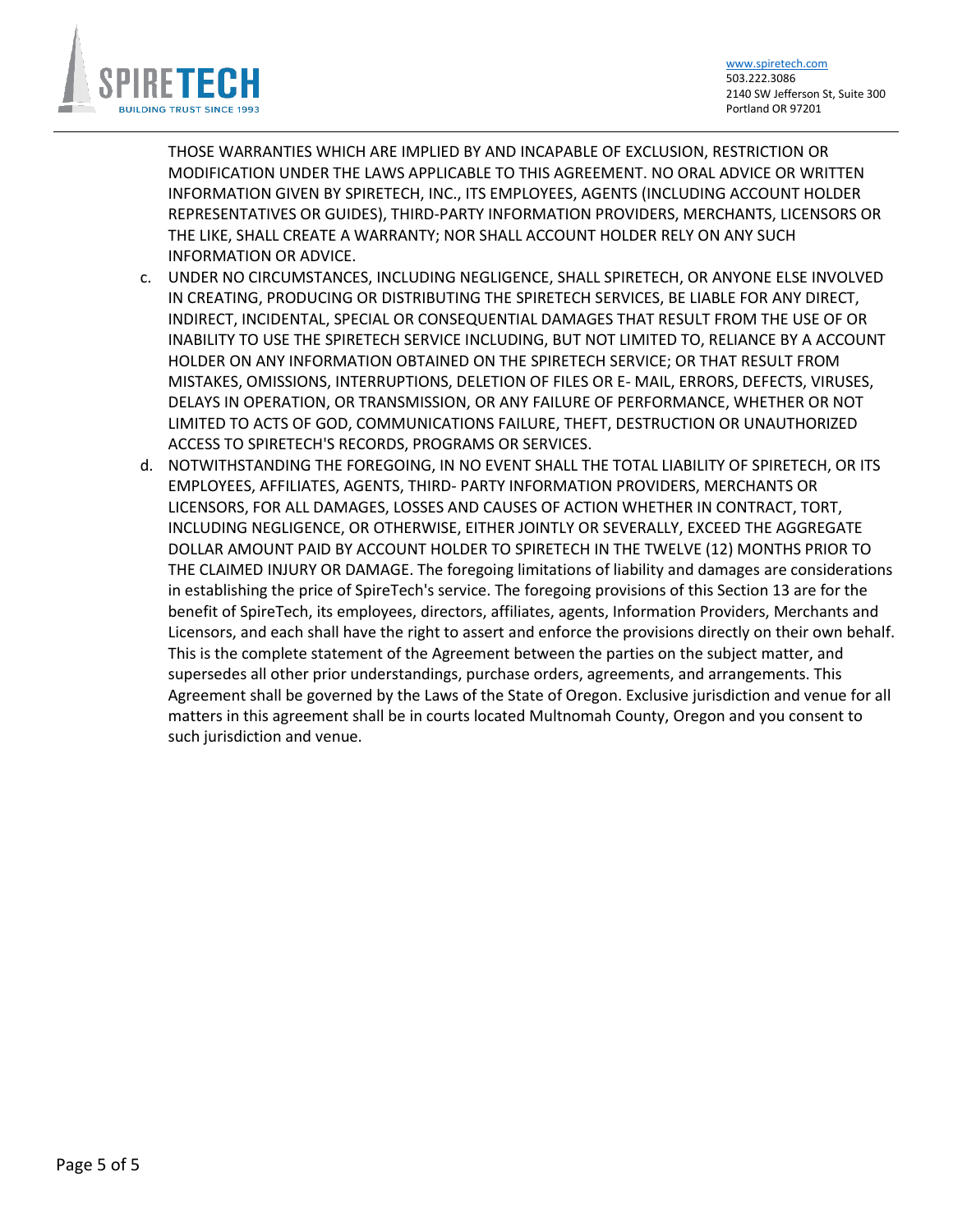THOSE WARRANTIES WHICH ARE IMPLIED BY AND INCAPABLE OF EXCLUSION, RESTRICTION OR MODIFICATION UNDER THE LAWS APPLICABLE TO THIS AGREEMENT. NO ORAL ADVICE OR WRITTEN INFORMATION GIVEN BY SPIRETECH, INC., ITS EMPLOYEES, AGENTS (INCLUDING ACCOUNT HOLDER REPRESENTATIVES OR GUIDES), THIRD-PARTY INFORMATION PROVIDERS, MERCHANTS, LICENSORS OR THE LIKE, SHALL CREATE A WARRANTY; NOR SHALL ACCOUNT HOLDER RELY ON ANY SUCH INFORMATION OR ADVICE.

c. UNDER NO CIRCUMSTANCES, INCLUDING NEGLIGENCE, SHALL SPIRETECH, OR ANYONE ELSE INVOLVED IN CREATING, PRODUCING OR DISTRIBUTING THE SPIRETECH SERVICES, BE LIABLE FOR ANY DIRECT, INDIRECT, INCIDENTAL, SPECIAL OR CONSEQUENTIAL DAMAGES THAT RESULT FROM THE USE OF OR INABILITY TO USE THE SPIRETECH SERVICE INCLUDING, BUT NOT LIMITED TO, RELIANCE BY A ACCOUNT HOLDER ON ANY INFORMATION OBTAINED ON THE SPIRETECH SERVICE; OR THAT RESULT FROM MISTAKES, OMISSIONS, INTERRUPTIONS, DELETION OF FILES OR E- MAIL, ERRORS, DEFECTS, VIRUSES, DELAYS IN OPERATION, OR TRANSMISSION, OR ANY FAILURE OF PERFORMANCE, WHETHER OR NOT LIMITED TO ACTS OF GOD, COMMUNICATIONS FAILURE, THEFT, DESTRUCTION OR UNAUTHORIZED ACCESS TO SPIRETECH'S RECORDS, PROGRAMS OR SERVICES.

d. NOTWITHSTANDING THE FOREGOING, IN NO EVENT SHALL THE TOTAL LIABILITY OF SPIRETECH, OR ITS EMPLOYEES, AFFILIATES, AGENTS, THIRD- PARTY INFORMATION PROVIDERS, MERCHANTS OR LICENSORS, FOR ALL DAMAGES, LOSSES AND CAUSES OF ACTION WHETHER IN CONTRACT, TORT, INCLUDING NEGLIGENCE, OR OTHERWISE, EITHER JOINTLY OR SEVERALLY, EXCEED THE AGGREGATE DOLLAR AMOUNT PAID BY ACCOUNT HOLDER TO SPIRETECH IN THE TWELVE (12) MONTHS PRIOR TO THE CLAIMED INJURY OR DAMAGE. The foregoing limitations of liability and damages are considerations in establishing the price of SpireTech's service. The foregoing provisions of this Section 13 are for the benefit of SpireTech, its employees, directors, affiliates, agents, Information Providers, Merchants and Licensors, and each shall have the right to assert and enforce the provisions directly on their own behalf. This is the complete statement of the Agreement between the parties on the subject matter, and supersedes all other prior understandings, purchase orders, agreements, and arrangements. This Agreement shall be governed by the Laws of the State of Oregon. Exclusive jurisdiction and venue for all matters in this agreement shall be in courts located Multnomah County, Oregon and you consent to such jurisdiction and venue.